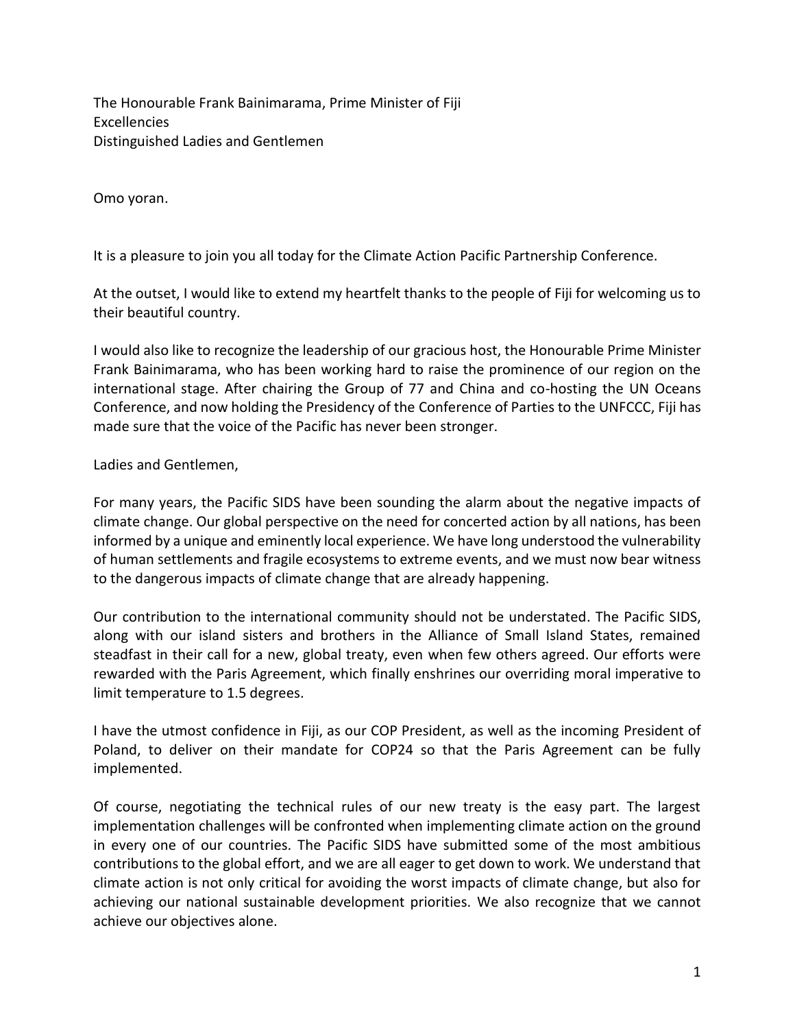The Honourable Frank Bainimarama, Prime Minister of Fiji
Excellencies
Distinguished Ladies and Gentlemen

Omo yoran.

It is a pleasure to join you all today for the Climate Action Pacific Partnership Conference.

At the outset, I would like to extend my heartfelt thanks to the people of Fiji for welcoming us to their beautiful country.

I would also like to recognize the leadership of our gracious host, the Honourable Prime Minister Frank Bainimarama, who has been working hard to raise the prominence of our region on the international stage. After chairing the Group of 77 and China and co-hosting the UN Oceans Conference, and now holding the Presidency of the Conference of Parties to the UNFCCC, Fiji has made sure that the voice of the Pacific has never been stronger.

Ladies and Gentlemen,

For many years, the Pacific SIDS have been sounding the alarm about the negative impacts of climate change. Our global perspective on the need for concerted action by all nations, has been informed by a unique and eminently local experience. We have long understood the vulnerability of human settlements and fragile ecosystems to extreme events, and we must now bear witness to the dangerous impacts of climate change that are already happening.

Our contribution to the international community should not be understated. The Pacific SIDS, along with our island sisters and brothers in the Alliance of Small Island States, remained steadfast in their call for a new, global treaty, even when few others agreed. Our efforts were rewarded with the Paris Agreement, which finally enshrines our overriding moral imperative to limit temperature to 1.5 degrees.

I have the utmost confidence in Fiji, as our COP President, as well as the incoming President of Poland, to deliver on their mandate for COP24 so that the Paris Agreement can be fully implemented.

Of course, negotiating the technical rules of our new treaty is the easy part. The largest implementation challenges will be confronted when implementing climate action on the ground in every one of our countries. The Pacific SIDS have submitted some of the most ambitious contributions to the global effort, and we are all eager to get down to work. We understand that climate action is not only critical for avoiding the worst impacts of climate change, but also for achieving our national sustainable development priorities. We also recognize that we cannot achieve our objectives alone.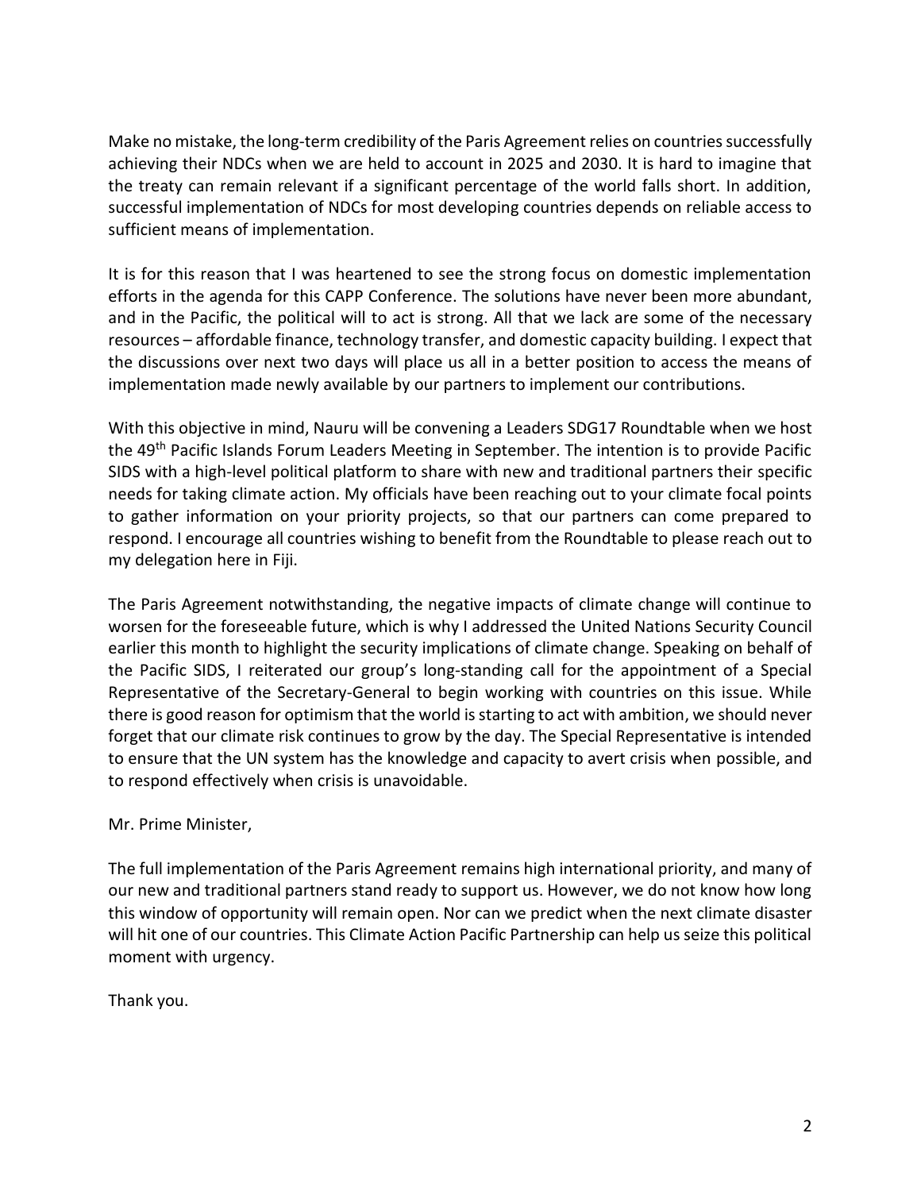Make no mistake, the long-term credibility of the Paris Agreement relies on countries successfully achieving their NDCs when we are held to account in 2025 and 2030. It is hard to imagine that the treaty can remain relevant if a significant percentage of the world falls short. In addition, successful implementation of NDCs for most developing countries depends on reliable access to sufficient means of implementation.

It is for this reason that I was heartened to see the strong focus on domestic implementation efforts in the agenda for this CAPP Conference. The solutions have never been more abundant, and in the Pacific, the political will to act is strong. All that we lack are some of the necessary resources – affordable finance, technology transfer, and domestic capacity building. I expect that the discussions over next two days will place us all in a better position to access the means of implementation made newly available by our partners to implement our contributions.

With this objective in mind, Nauru will be convening a Leaders SDG17 Roundtable when we host the 49th Pacific Islands Forum Leaders Meeting in September. The intention is to provide Pacific SIDS with a high-level political platform to share with new and traditional partners their specific needs for taking climate action. My officials have been reaching out to your climate focal points to gather information on your priority projects, so that our partners can come prepared to respond. I encourage all countries wishing to benefit from the Roundtable to please reach out to my delegation here in Fiji.

The Paris Agreement notwithstanding, the negative impacts of climate change will continue to worsen for the foreseeable future, which is why I addressed the United Nations Security Council earlier this month to highlight the security implications of climate change. Speaking on behalf of the Pacific SIDS, I reiterated our group's long-standing call for the appointment of a Special Representative of the Secretary-General to begin working with countries on this issue. While there is good reason for optimism that the world is starting to act with ambition, we should never forget that our climate risk continues to grow by the day. The Special Representative is intended to ensure that the UN system has the knowledge and capacity to avert crisis when possible, and to respond effectively when crisis is unavoidable.

Mr. Prime Minister,

The full implementation of the Paris Agreement remains high international priority, and many of our new and traditional partners stand ready to support us. However, we do not know how long this window of opportunity will remain open. Nor can we predict when the next climate disaster will hit one of our countries. This Climate Action Pacific Partnership can help us seize this political moment with urgency.

Thank you.